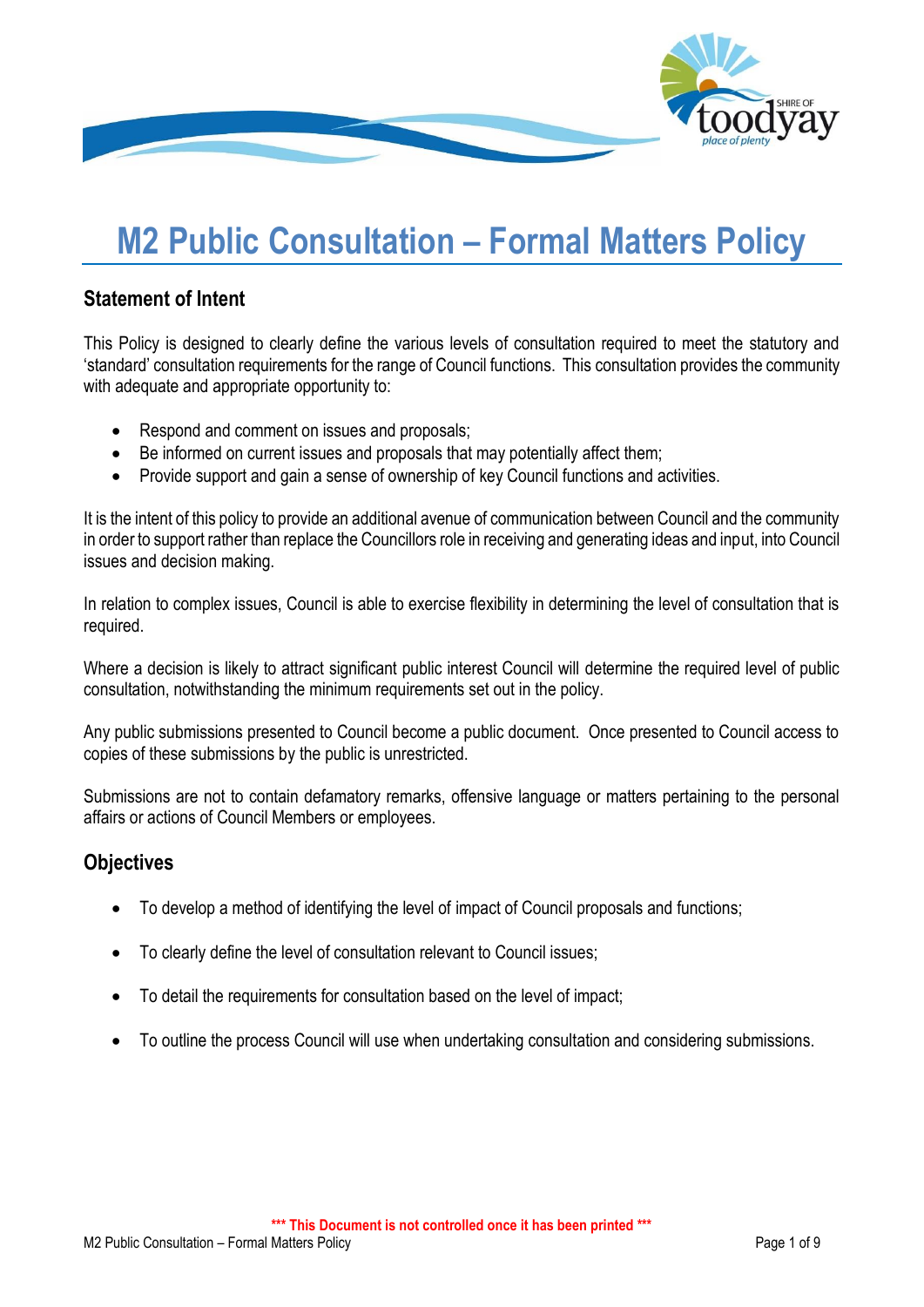# M2 Public Consultation – Formal Matters Policy

## Statement of Intent

This Policy is designed to clearly define the various levels of consultation required to meet the statutory and 'standard' consultation requirements for the range of Council functions. This consultation provides the community with adequate and appropriate opportunity to:

- Respond and comment on issues and proposals;
- Be informed on current issues and proposals that may potentially affect them;
- Provide support and gain a sense of ownership of key Council functions and activities.

It is the intent of this policy to provide an additional avenue of communication between Council and the community in order to support rather than replace the Councillors role in receiving and generating ideas and input, into Council issues and decision making.

In relation to complex issues, Council is able to exercise flexibility in determining the level of consultation that is required.

Where a decision is likely to attract significant public interest Council will determine the required level of public consultation, notwithstanding the minimum requirements set out in the policy.

Any public submissions presented to Council become a public document. Once presented to Council access to copies of these submissions by the public is unrestricted.

Submissions are not to contain defamatory remarks, offensive language or matters pertaining to the personal affairs or actions of Council Members or employees.

## Objectives

- To develop a method of identifying the level of impact of Council proposals and functions;
- To clearly define the level of consultation relevant to Council issues;
- To detail the requirements for consultation based on the level of impact;
- To outline the process Council will use when undertaking consultation and considering submissions.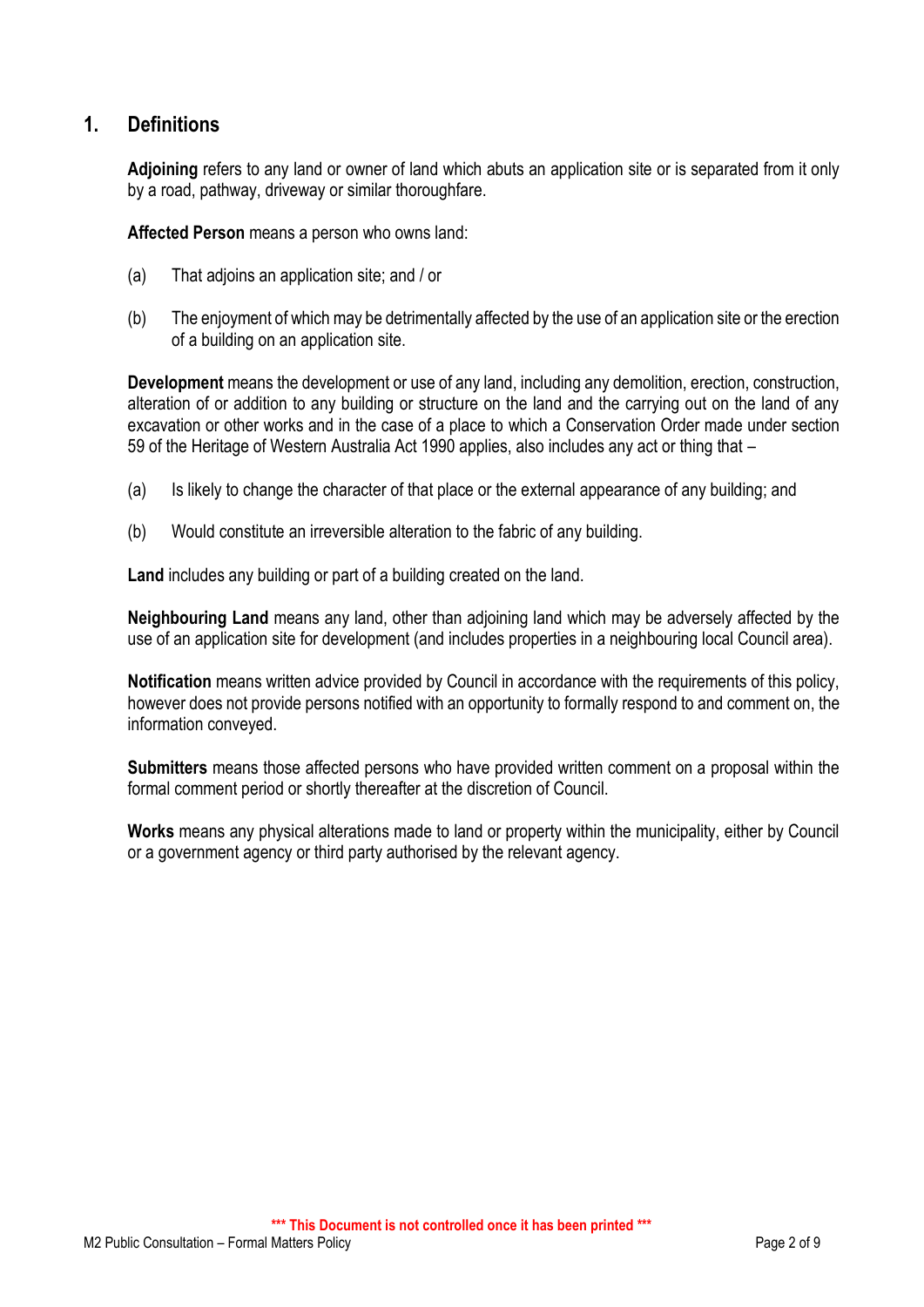## 1. Definitions

**Adjoining** refers to any land or owner of land which abuts an application site or is separated from it only by a road, pathway, driveway or similar thoroughfare.

**Affected Person** means a person who owns land:

(a) That adjoins an application site; and / or

(b) The enjoyment of which may be detrimentally affected by the use of an application site or the erection of a building on an application site.

**Development** means the development or use of any land, including any demolition, erection, construction, alteration of or addition to any building or structure on the land and the carrying out on the land of any excavation or other works and in the case of a place to which a Conservation Order made under section 59 of the Heritage of Western Australia Act 1990 applies, also includes any act or thing that –

(a) Is likely to change the character of that place or the external appearance of any building; and

(b) Would constitute an irreversible alteration to the fabric of any building.

**Land** includes any building or part of a building created on the land.

**Neighbouring Land** means any land, other than adjoining land which may be adversely affected by the use of an application site for development (and includes properties in a neighbouring local Council area).

**Notification** means written advice provided by Council in accordance with the requirements of this policy, however does not provide persons notified with an opportunity to formally respond to and comment on, the information conveyed.

**Submitters** means those affected persons who have provided written comment on a proposal within the formal comment period or shortly thereafter at the discretion of Council.

**Works** means any physical alterations made to land or property within the municipality, either by Council or a government agency or third party authorised by the relevant agency.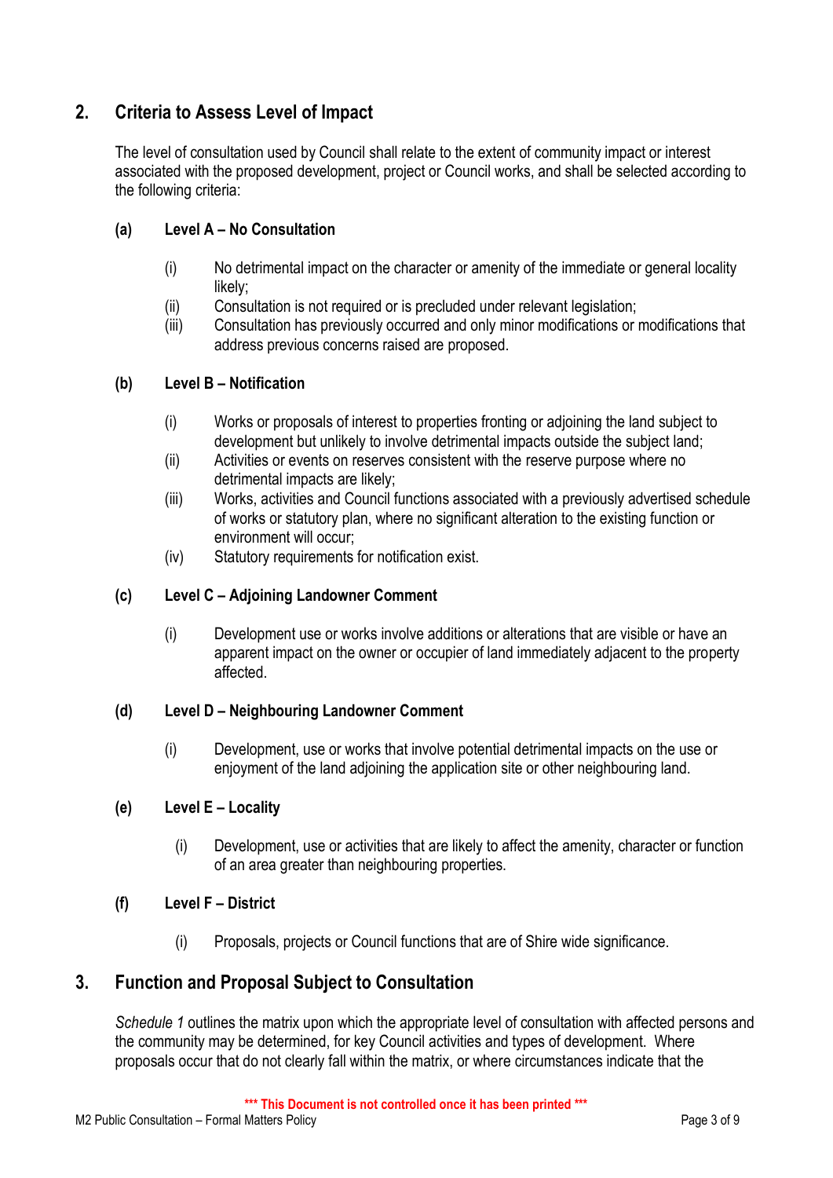## 2. Criteria to Assess Level of Impact

The level of consultation used by Council shall relate to the extent of community impact or interest associated with the proposed development, project or Council works, and shall be selected according to the following criteria:

### (a) Level A – No Consultation

(i) No detrimental impact on the character or amenity of the immediate or general locality likely;
(ii) Consultation is not required or is precluded under relevant legislation;
(iii) Consultation has previously occurred and only minor modifications or modifications that address previous concerns raised are proposed.

### (b) Level B – Notification

(i) Works or proposals of interest to properties fronting or adjoining the land subject to development but unlikely to involve detrimental impacts outside the subject land;
(ii) Activities or events on reserves consistent with the reserve purpose where no detrimental impacts are likely;
(iii) Works, activities and Council functions associated with a previously advertised schedule of works or statutory plan, where no significant alteration to the existing function or environment will occur;
(iv) Statutory requirements for notification exist.

### (c) Level C – Adjoining Landowner Comment

(i) Development use or works involve additions or alterations that are visible or have an apparent impact on the owner or occupier of land immediately adjacent to the property affected.

### (d) Level D – Neighbouring Landowner Comment

(i) Development, use or works that involve potential detrimental impacts on the use or enjoyment of the land adjoining the application site or other neighbouring land.

### (e) Level E – Locality

(i) Development, use or activities that are likely to affect the amenity, character or function of an area greater than neighbouring properties.

### (f) Level F – District

(i) Proposals, projects or Council functions that are of Shire wide significance.

## 3. Function and Proposal Subject to Consultation

*Schedule 1* outlines the matrix upon which the appropriate level of consultation with affected persons and the community may be determined, for key Council activities and types of development. Where proposals occur that do not clearly fall within the matrix, or where circumstances indicate that the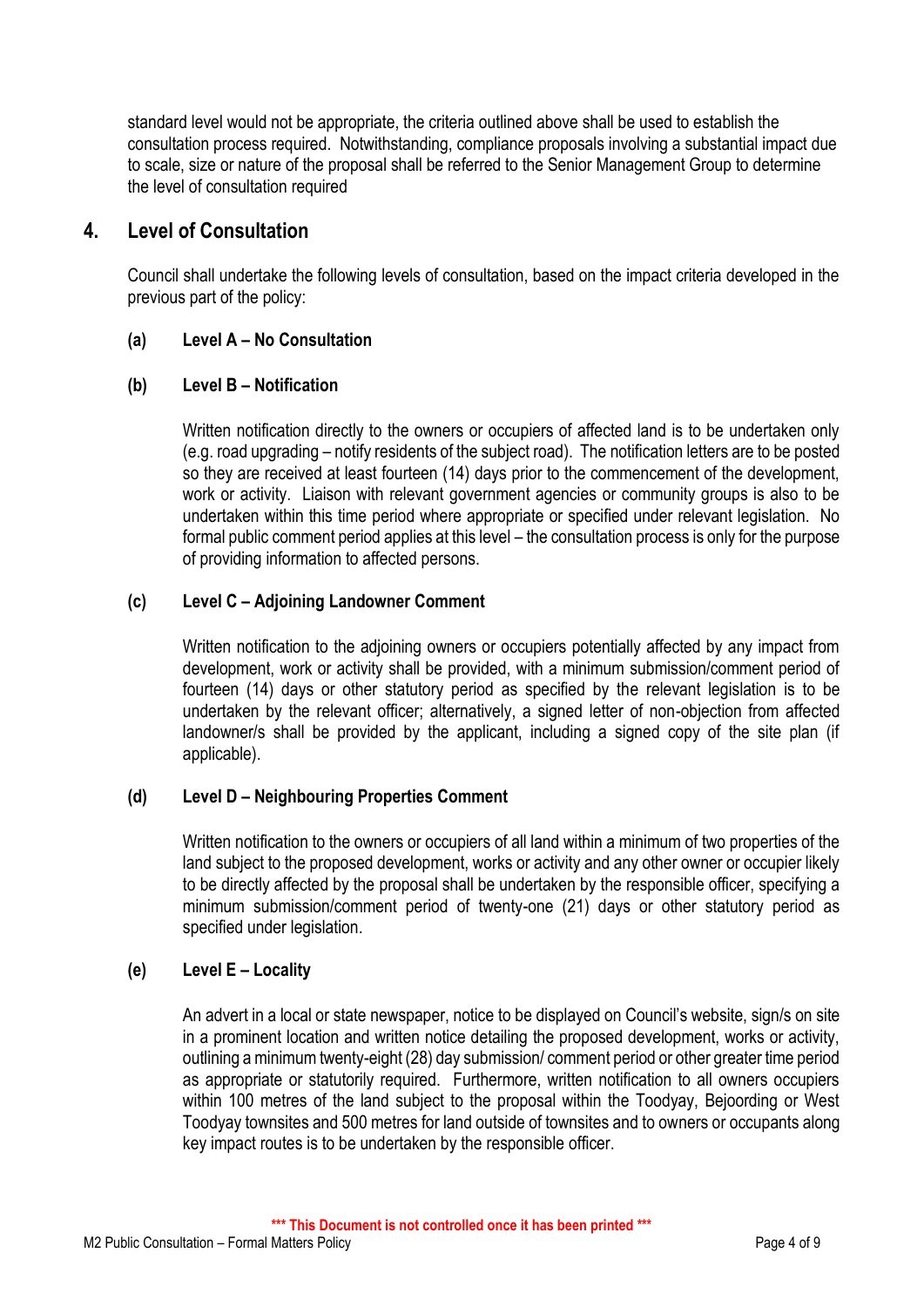standard level would not be appropriate, the criteria outlined above shall be used to establish the consultation process required. Notwithstanding, compliance proposals involving a substantial impact due to scale, size or nature of the proposal shall be referred to the Senior Management Group to determine the level of consultation required

## 4. Level of Consultation

Council shall undertake the following levels of consultation, based on the impact criteria developed in the previous part of the policy:

**(a) Level A – No Consultation**

**(b) Level B – Notification**

Written notification directly to the owners or occupiers of affected land is to be undertaken only (e.g. road upgrading – notify residents of the subject road). The notification letters are to be posted so they are received at least fourteen (14) days prior to the commencement of the development, work or activity. Liaison with relevant government agencies or community groups is also to be undertaken within this time period where appropriate or specified under relevant legislation. No formal public comment period applies at this level – the consultation process is only for the purpose of providing information to affected persons.

**(c) Level C – Adjoining Landowner Comment**

Written notification to the adjoining owners or occupiers potentially affected by any impact from development, work or activity shall be provided, with a minimum submission/comment period of fourteen (14) days or other statutory period as specified by the relevant legislation is to be undertaken by the relevant officer; alternatively, a signed letter of non-objection from affected landowner/s shall be provided by the applicant, including a signed copy of the site plan (if applicable).

**(d) Level D – Neighbouring Properties Comment**

Written notification to the owners or occupiers of all land within a minimum of two properties of the land subject to the proposed development, works or activity and any other owner or occupier likely to be directly affected by the proposal shall be undertaken by the responsible officer, specifying a minimum submission/comment period of twenty-one (21) days or other statutory period as specified under legislation.

**(e) Level E – Locality**

An advert in a local or state newspaper, notice to be displayed on Council's website, sign/s on site in a prominent location and written notice detailing the proposed development, works or activity, outlining a minimum twenty-eight (28) day submission/ comment period or other greater time period as appropriate or statutorily required. Furthermore, written notification to all owners occupiers within 100 metres of the land subject to the proposal within the Toodyay, Bejoording or West Toodyay townsites and 500 metres for land outside of townsites and to owners or occupants along key impact routes is to be undertaken by the responsible officer.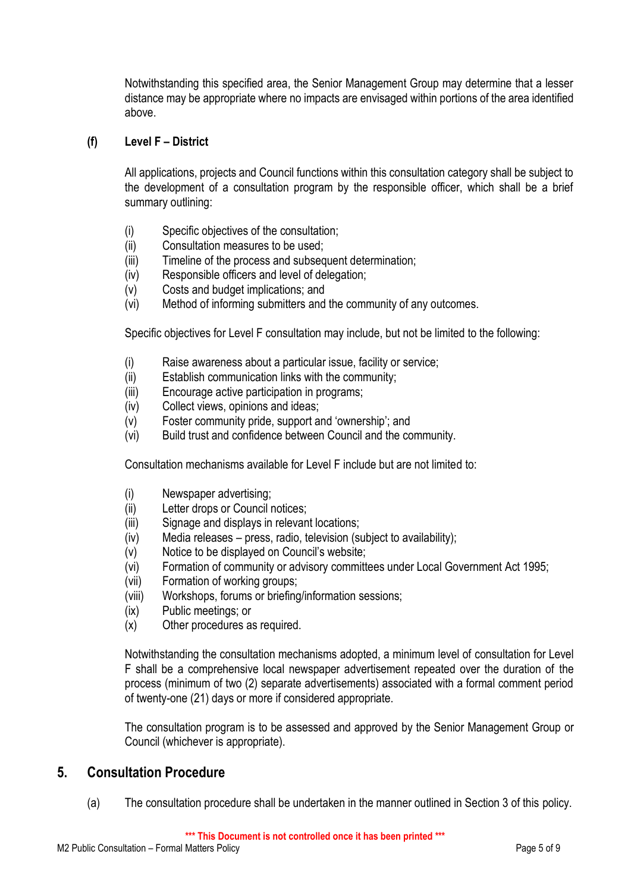Notwithstanding this specified area, the Senior Management Group may determine that a lesser distance may be appropriate where no impacts are envisaged within portions of the area identified above.

### (f) Level F – District

All applications, projects and Council functions within this consultation category shall be subject to the development of a consultation program by the responsible officer, which shall be a brief summary outlining:

(i) Specific objectives of the consultation;
(ii) Consultation measures to be used;
(iii) Timeline of the process and subsequent determination;
(iv) Responsible officers and level of delegation;
(v) Costs and budget implications; and
(vi) Method of informing submitters and the community of any outcomes.

Specific objectives for Level F consultation may include, but not be limited to the following:

(i) Raise awareness about a particular issue, facility or service;
(ii) Establish communication links with the community;
(iii) Encourage active participation in programs;
(iv) Collect views, opinions and ideas;
(v) Foster community pride, support and 'ownership'; and
(vi) Build trust and confidence between Council and the community.

Consultation mechanisms available for Level F include but are not limited to:

(i) Newspaper advertising;
(ii) Letter drops or Council notices;
(iii) Signage and displays in relevant locations;
(iv) Media releases – press, radio, television (subject to availability);
(v) Notice to be displayed on Council's website;
(vi) Formation of community or advisory committees under Local Government Act 1995;
(vii) Formation of working groups;
(viii) Workshops, forums or briefing/information sessions;
(ix) Public meetings; or
(x) Other procedures as required.

Notwithstanding the consultation mechanisms adopted, a minimum level of consultation for Level F shall be a comprehensive local newspaper advertisement repeated over the duration of the process (minimum of two (2) separate advertisements) associated with a formal comment period of twenty-one (21) days or more if considered appropriate.

The consultation program is to be assessed and approved by the Senior Management Group or Council (whichever is appropriate).

## 5. Consultation Procedure

(a) The consultation procedure shall be undertaken in the manner outlined in Section 3 of this policy.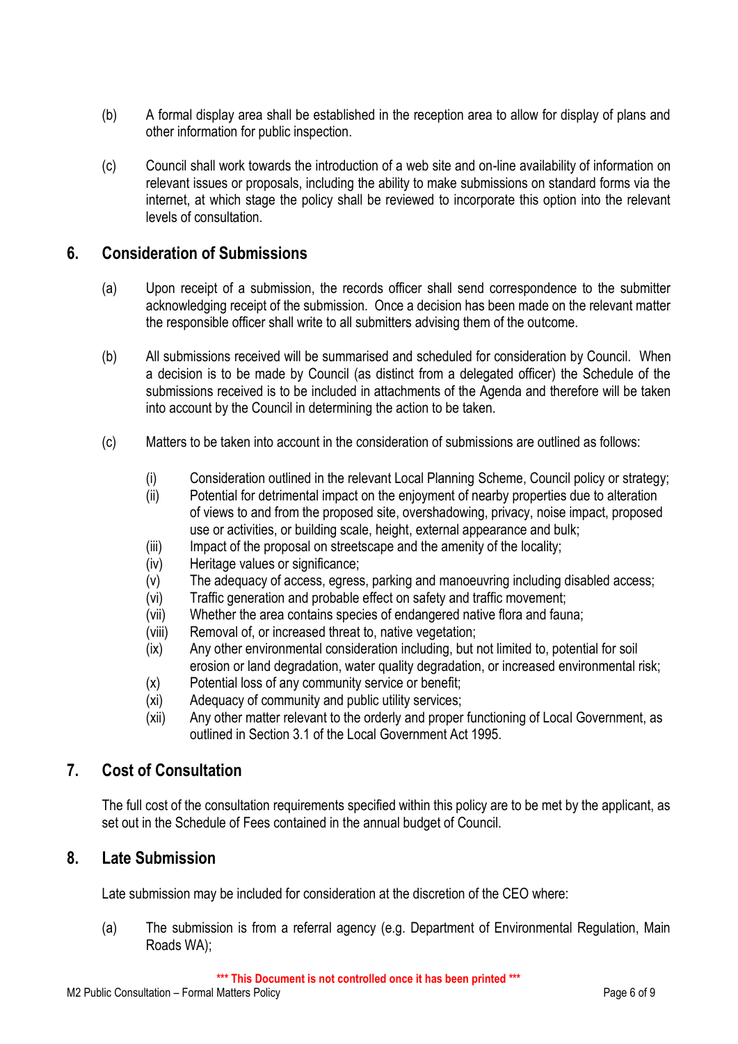(b) A formal display area shall be established in the reception area to allow for display of plans and other information for public inspection.

(c) Council shall work towards the introduction of a web site and on-line availability of information on relevant issues or proposals, including the ability to make submissions on standard forms via the internet, at which stage the policy shall be reviewed to incorporate this option into the relevant levels of consultation.

## 6. Consideration of Submissions

(a) Upon receipt of a submission, the records officer shall send correspondence to the submitter acknowledging receipt of the submission. Once a decision has been made on the relevant matter the responsible officer shall write to all submitters advising them of the outcome.

(b) All submissions received will be summarised and scheduled for consideration by Council. When a decision is to be made by Council (as distinct from a delegated officer) the Schedule of the submissions received is to be included in attachments of the Agenda and therefore will be taken into account by the Council in determining the action to be taken.

(c) Matters to be taken into account in the consideration of submissions are outlined as follows:

(i) Consideration outlined in the relevant Local Planning Scheme, Council policy or strategy;
(ii) Potential for detrimental impact on the enjoyment of nearby properties due to alteration of views to and from the proposed site, overshadowing, privacy, noise impact, proposed use or activities, or building scale, height, external appearance and bulk;
(iii) Impact of the proposal on streetscape and the amenity of the locality;
(iv) Heritage values or significance;
(v) The adequacy of access, egress, parking and manoeuvring including disabled access;
(vi) Traffic generation and probable effect on safety and traffic movement;
(vii) Whether the area contains species of endangered native flora and fauna;
(viii) Removal of, or increased threat to, native vegetation;
(ix) Any other environmental consideration including, but not limited to, potential for soil erosion or land degradation, water quality degradation, or increased environmental risk;
(x) Potential loss of any community service or benefit;
(xi) Adequacy of community and public utility services;
(xii) Any other matter relevant to the orderly and proper functioning of Local Government, as outlined in Section 3.1 of the Local Government Act 1995.

## 7. Cost of Consultation

The full cost of the consultation requirements specified within this policy are to be met by the applicant, as set out in the Schedule of Fees contained in the annual budget of Council.

## 8. Late Submission

Late submission may be included for consideration at the discretion of the CEO where:

(a) The submission is from a referral agency (e.g. Department of Environmental Regulation, Main Roads WA);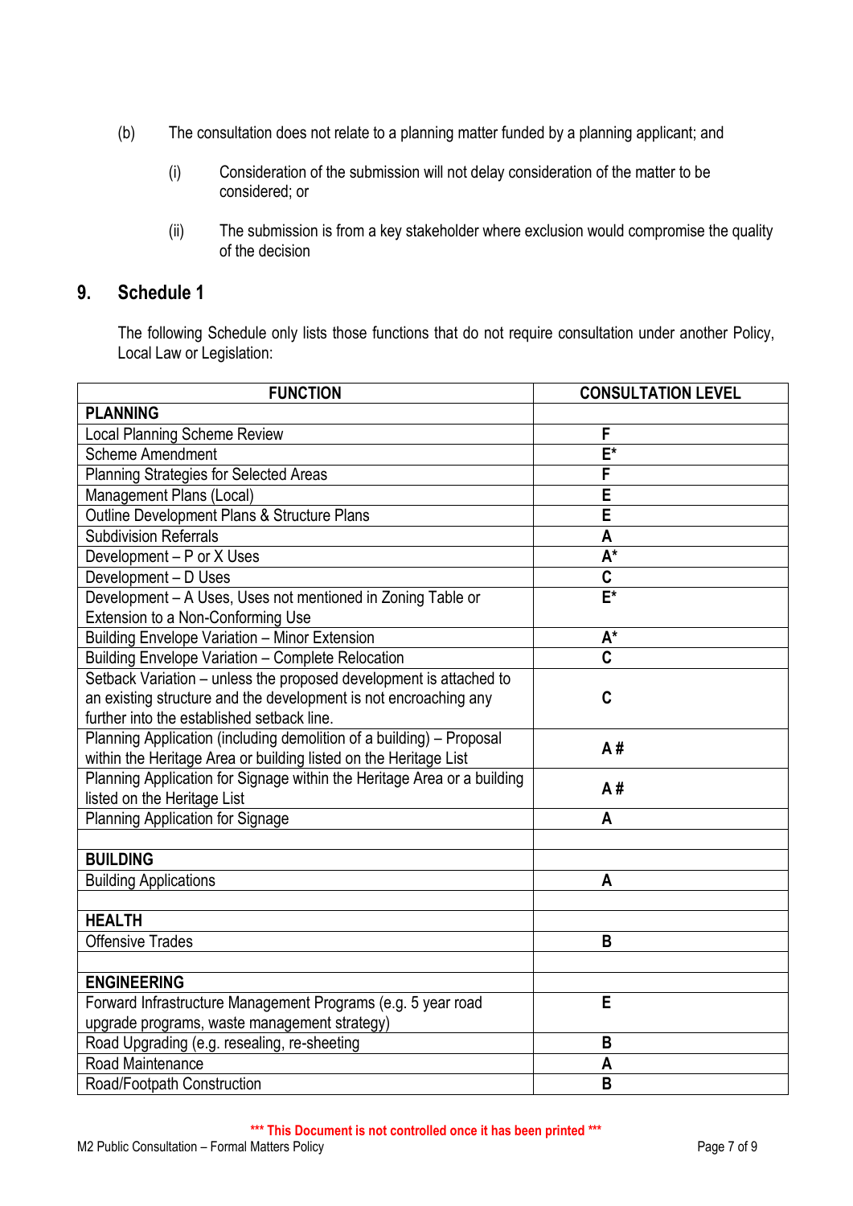(b) The consultation does not relate to a planning matter funded by a planning applicant; and

   (i) Consideration of the submission will not delay consideration of the matter to be considered; or

   (ii) The submission is from a key stakeholder where exclusion would compromise the quality of the decision

## 9. Schedule 1

The following Schedule only lists those functions that do not require consultation under another Policy, Local Law or Legislation:

| FUNCTION | CONSULTATION LEVEL |
|---|---|
| **PLANNING** | |
| Local Planning Scheme Review | **F** |
| Scheme Amendment | **E*** |
| Planning Strategies for Selected Areas | **F** |
| Management Plans (Local) | **E** |
| Outline Development Plans & Structure Plans | **E** |
| Subdivision Referrals | **A** |
| Development – P or X Uses | **A*** |
| Development – D Uses | **C** |
| Development – A Uses, Uses not mentioned in Zoning Table or Extension to a Non-Conforming Use | **E*** |
| Building Envelope Variation – Minor Extension | **A*** |
| Building Envelope Variation – Complete Relocation | **C** |
| Setback Variation – unless the proposed development is attached to an existing structure and the development is not encroaching any further into the established setback line. | **C** |
| Planning Application (including demolition of a building) – Proposal within the Heritage Area or building listed on the Heritage List | **A #** |
| Planning Application for Signage within the Heritage Area or a building listed on the Heritage List | **A #** |
| Planning Application for Signage | **A** |
| | |
| **BUILDING** | |
| Building Applications | **A** |
| | |
| **HEALTH** | |
| Offensive Trades | **B** |
| | |
| **ENGINEERING** | |
| Forward Infrastructure Management Programs (e.g. 5 year road upgrade programs, waste management strategy) | **E** |
| Road Upgrading (e.g. resealing, re-sheeting | **B** |
| Road Maintenance | **A** |
| Road/Footpath Construction | **B** |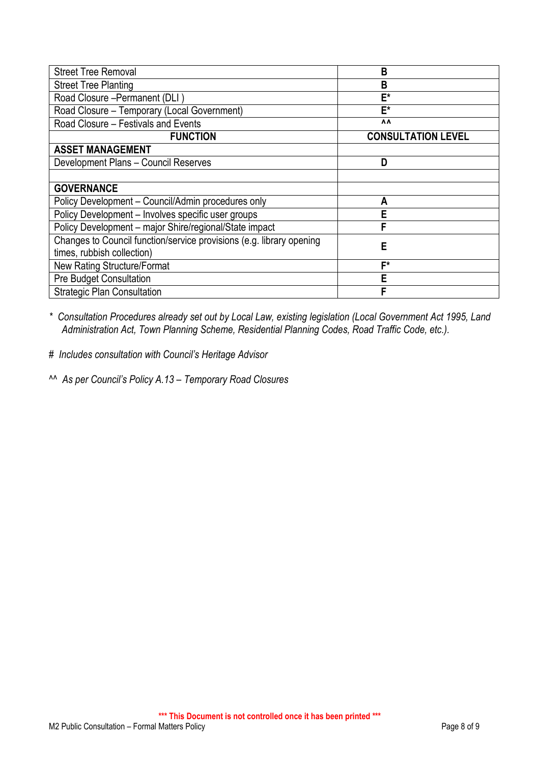| Street Tree Removal | B |
|---|---|
| Street Tree Planting | B |
| Road Closure –Permanent (DLI ) | E* |
| Road Closure – Temporary (Local Government) | E* |
| Road Closure – Festivals and Events | ^^ |
| **FUNCTION** | **CONSULTATION LEVEL** |
| **ASSET MANAGEMENT** | |
| Development Plans – Council Reserves | D |
| | |
| **GOVERNANCE** | |
| Policy Development – Council/Admin procedures only | A |
| Policy Development – Involves specific user groups | E |
| Policy Development – major Shire/regional/State impact | F |
| Changes to Council function/service provisions (e.g. library opening times, rubbish collection) | E |
| New Rating Structure/Format | F* |
| Pre Budget Consultation | E |
| Strategic Plan Consultation | F |

*\* Consultation Procedures already set out by Local Law, existing legislation (Local Government Act 1995, Land Administration Act, Town Planning Scheme, Residential Planning Codes, Road Traffic Code, etc.).*

*# Includes consultation with Council's Heritage Advisor*

*^^ As per Council's Policy A.13 – Temporary Road Closures*

*** This Document is not controlled once it has been printed ***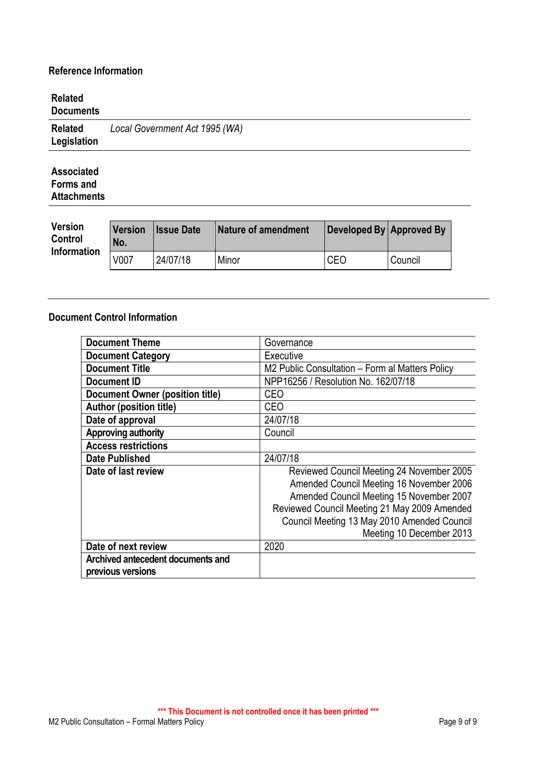### Reference Information

| | |
|---|---|
| **Related Documents** | |
| **Related Legislation** | *Local Government Act 1995 (WA)* |
| **Associated Forms and Attachments** | |

**Version Control Information**

| Version No. | Issue Date | Nature of amendment | Developed By | Approved By |
|---|---|---|---|---|
| V007 | 24/07/18 | Minor | CEO | Council |

---

### Document Control Information

| | |
|---|---|
| **Document Theme** | Governance |
| **Document Category** | Executive |
| **Document Title** | M2 Public Consultation – Form al Matters Policy |
| **Document ID** | NPP16256 / Resolution No. 162/07/18 |
| **Document Owner (position title)** | CEO |
| **Author (position title)** | CEO |
| **Date of approval** | 24/07/18 |
| **Approving authority** | Council |
| **Access restrictions** | |
| **Date Published** | 24/07/18 |
| **Date of last review** | Reviewed Council Meeting 24 November 2005 Amended Council Meeting 16 November 2006 Amended Council Meeting 15 November 2007 Reviewed Council Meeting 21 May 2009 Amended Council Meeting 13 May 2010 Amended Council Meeting 10 December 2013 |
| **Date of next review** | 2020 |
| **Archived antecedent documents and previous versions** | |

*** This Document is not controlled once it has been printed ***